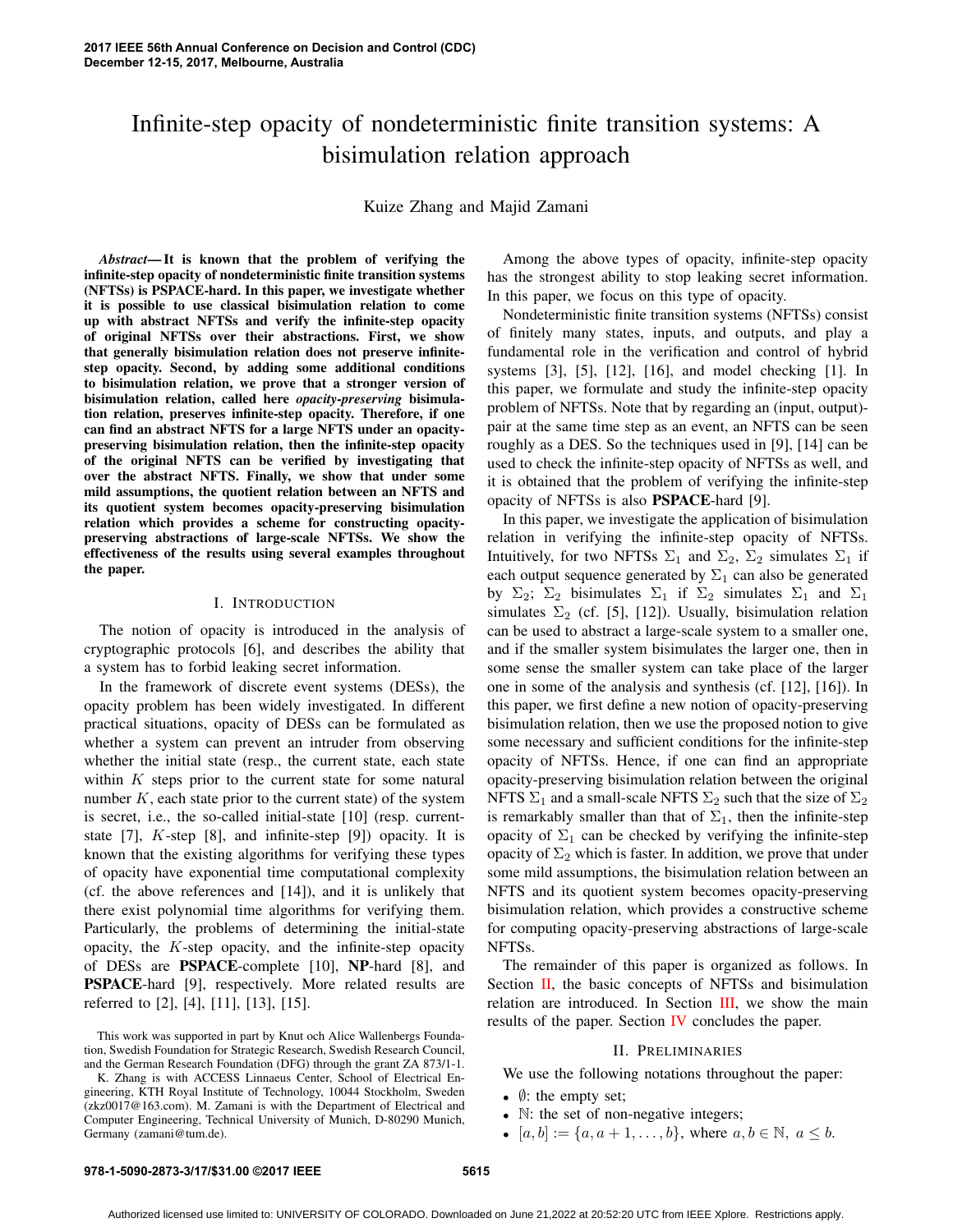# Infinite-step opacity of nondeterministic finite transition systems: A bisimulation relation approach

Kuize Zhang and Majid Zamani

***Abstract*— It is known that the problem of verifying the infinite-step opacity of nondeterministic finite transition systems (NFTSs) is PSPACE-hard. In this paper, we investigate whether it is possible to use classical bisimulation relation to come up with abstract NFTSs and verify the infinite-step opacity of original NFTSs over their abstractions. First, we show that generally bisimulation relation does not preserve infinite-step opacity. Second, by adding some additional conditions to bisimulation relation, we prove that a stronger version of bisimulation relation, called here *opacity-preserving* bisimulation relation, preserves infinite-step opacity. Therefore, if one can find an abstract NFTS for a large NFTS under an opacity-preserving bisimulation relation, then the infinite-step opacity of the original NFTS can be verified by investigating that over the abstract NFTS. Finally, we show that under some mild assumptions, the quotient relation between an NFTS and its quotient system becomes opacity-preserving bisimulation relation which provides a scheme for constructing opacity-preserving abstractions of large-scale NFTSs. We show the effectiveness of the results using several examples throughout the paper.**

## I. Introduction

The notion of opacity is introduced in the analysis of cryptographic protocols [6], and describes the ability that a system has to forbid leaking secret information.

In the framework of discrete event systems (DESs), the opacity problem has been widely investigated. In different practical situations, opacity of DESs can be formulated as whether a system can prevent an intruder from observing whether the initial state (resp., the current state, each state within $K$ steps prior to the current state for some natural number $K$, each state prior to the current state) of the system is secret, i.e., the so-called initial-state [10] (resp. current-state [7], $K$-step [8], and infinite-step [9]) opacity. It is known that the existing algorithms for verifying these types of opacity have exponential time computational complexity (cf. the above references and [14]), and it is unlikely that there exist polynomial time algorithms for verifying them. Particularly, the problems of determining the initial-state opacity, the $K$-step opacity, and the infinite-step opacity of DESs are **PSPACE**-complete [10], **NP**-hard [8], and **PSPACE**-hard [9], respectively. More related results are referred to [2], [4], [11], [13], [15].

Among the above types of opacity, infinite-step opacity has the strongest ability to stop leaking secret information. In this paper, we focus on this type of opacity.

Nondeterministic finite transition systems (NFTSs) consist of finitely many states, inputs, and outputs, and play a fundamental role in the verification and control of hybrid systems [3], [5], [12], [16], and model checking [1]. In this paper, we formulate and study the infinite-step opacity problem of NFTSs. Note that by regarding an (input, output)-pair at the same time step as an event, an NFTS can be seen roughly as a DES. So the techniques used in [9], [14] can be used to check the infinite-step opacity of NFTSs as well, and it is obtained that the problem of verifying the infinite-step opacity of NFTSs is also **PSPACE**-hard [9].

In this paper, we investigate the application of bisimulation relation in verifying the infinite-step opacity of NFTSs. Intuitively, for two NFTSs $\Sigma_1$ and $\Sigma_2$, $\Sigma_2$ simulates $\Sigma_1$ if each output sequence generated by $\Sigma_1$ can also be generated by $\Sigma_2$; $\Sigma_2$ bisimulates $\Sigma_1$ if $\Sigma_2$ simulates $\Sigma_1$ and $\Sigma_1$ simulates $\Sigma_2$ (cf. [5], [12]). Usually, bisimulation relation can be used to abstract a large-scale system to a smaller one, and if the smaller system bisimulates the larger one, then in some sense the smaller system can take place of the larger one in some of the analysis and synthesis (cf. [12], [16]). In this paper, we first define a new notion of opacity-preserving bisimulation relation, then we use the proposed notion to give some necessary and sufficient conditions for the infinite-step opacity of NFTSs. Hence, if one can find an appropriate opacity-preserving bisimulation relation between the original NFTS $\Sigma_1$ and a small-scale NFTS $\Sigma_2$ such that the size of $\Sigma_2$ is remarkably smaller than that of $\Sigma_1$, then the infinite-step opacity of $\Sigma_1$ can be checked by verifying the infinite-step opacity of $\Sigma_2$ which is faster. In addition, we prove that under some mild assumptions, the bisimulation relation between an NFTS and its quotient system becomes opacity-preserving bisimulation relation, which provides a constructive scheme for computing opacity-preserving abstractions of large-scale NFTSs.

The remainder of this paper is organized as follows. In Section II, the basic concepts of NFTSs and bisimulation relation are introduced. In Section III, we show the main results of the paper. Section IV concludes the paper.

## II. Preliminaries

We use the following notations throughout the paper:

- $\emptyset$: the empty set;
- $\mathbb{N}$: the set of non-negative integers;
- $[a, b] := \{a, a + 1, \ldots, b\}$, where $a, b \in \mathbb{N},\ a \leq b$.

This work was supported in part by Knut och Alice Wallenbergs Foundation, Swedish Foundation for Strategic Research, Swedish Research Council, and the German Research Foundation (DFG) through the grant ZA 873/1-1.

K. Zhang is with ACCESS Linnaeus Center, School of Electrical Engineering, KTH Royal Institute of Technology, 10044 Stockholm, Sweden (zkz0017@163.com). M. Zamani is with the Department of Electrical and Computer Engineering, Technical University of Munich, D-80290 Munich, Germany (zamani@tum.de).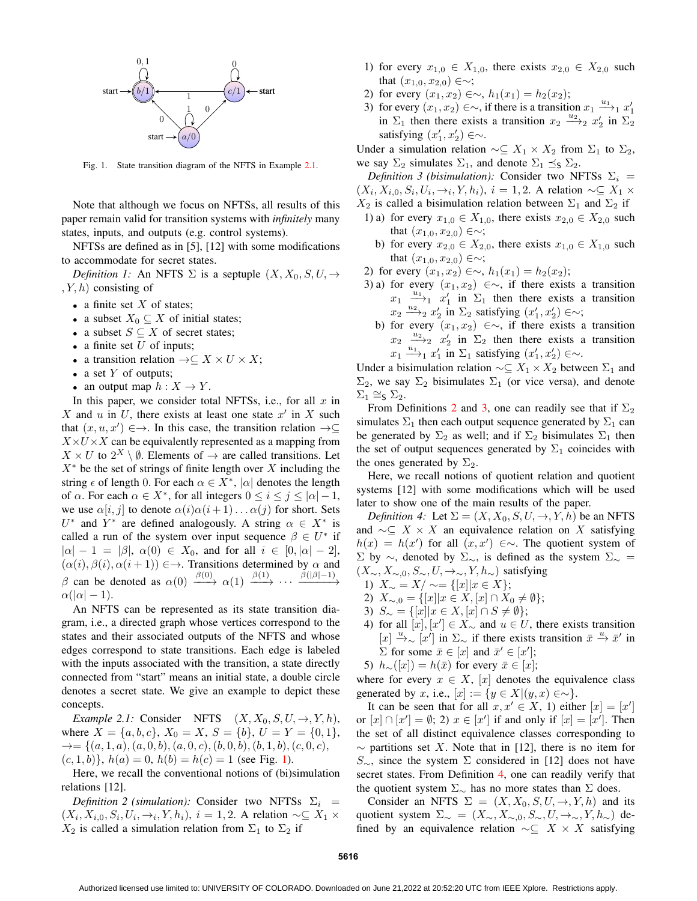start $\rightarrow$ b/1 — 0, 1
c/1 $\leftarrow$ start — 0
1
0
1
0
start $\rightarrow$ a/0

Fig. 1. State transition diagram of the NFTS in Example 2.1.

Note that although we focus on NFTSs, all results of this paper remain valid for transition systems with *infinitely* many states, inputs, and outputs (e.g. control systems).

NFTSs are defined as in [5], [12] with some modifications to accommodate for secret states.

*Definition 1:* An NFTS $\Sigma$ is a septuple $(X, X_0, S, U, \to, Y, h)$ consisting of

- a finite set $X$ of states;
- a subset $X_0 \subseteq X$ of initial states;
- a subset $S \subseteq X$ of secret states;
- a finite set $U$ of inputs;
- a transition relation $\to \subseteq X \times U \times X$;
- a set $Y$ of outputs;
- an output map $h : X \to Y$.

In this paper, we consider total NFTSs, i.e., for all $x$ in $X$ and $u$ in $U$, there exists at least one state $x'$ in $X$ such that $(x, u, x') \in \to$. In this case, the transition relation $\to \subseteq X \times U \times X$ can be equivalently represented as a mapping from $X \times U$ to $2^X \setminus \emptyset$. Elements of $\to$ are called transitions. Let $X^*$ be the set of strings of finite length over $X$ including the string $\epsilon$ of length 0. For each $\alpha \in X^*$, $|\alpha|$ denotes the length of $\alpha$. For each $\alpha \in X^*$, for all integers $0 \le i \le j \le |\alpha| - 1$, we use $\alpha[i, j]$ to denote $\alpha(i)\alpha(i+1)\dots\alpha(j)$ for short. Sets $U^*$ and $Y^*$ are defined analogously. A string $\alpha \in X^*$ is called a run of the system over input sequence $\beta \in U^*$ if $|\alpha| - 1 = |\beta|$, $\alpha(0) \in X_0$, and for all $i \in [0, |\alpha| - 2]$, $(\alpha(i), \beta(i), \alpha(i+1)) \in \to$. Transitions determined by $\alpha$ and $\beta$ can be denoted as $\alpha(0) \xrightarrow{\beta(0)} \alpha(1) \xrightarrow{\beta(1)} \cdots \xrightarrow{\beta(|\beta|-1)} \alpha(|\alpha| - 1)$.

An NFTS can be represented as its state transition diagram, i.e., a directed graph whose vertices correspond to the states and their associated outputs of the NFTS and whose edges correspond to state transitions. Each edge is labeled with the inputs associated with the transition, a state directly connected from "start" means an initial state, a double circle denotes a secret state. We give an example to depict these concepts.

*Example 2.1:* Consider NFTS $(X, X_0, S, U, \to, Y, h)$, where $X = \{a, b, c\}$, $X_0 = X$, $S = \{b\}$, $U = Y = \{0, 1\}$, $\to = \{(a, 1, a), (a, 0, b), (a, 0, c), (b, 0, b), (b, 1, b), (c, 0, c), (c, 1, b)\}$, $h(a) = 0$, $h(b) = h(c) = 1$ (see Fig. 1).

Here, we recall the conventional notions of (bi)simulation relations [12].

*Definition 2 (simulation):* Consider two NFTSs $\Sigma_i = (X_i, X_{i,0}, S_i, U_i, \to_i, Y, h_i)$, $i = 1, 2$. A relation $\sim \subseteq X_1 \times X_2$ is called a simulation relation from $\Sigma_1$ to $\Sigma_2$ if

1) for every $x_{1,0} \in X_{1,0}$, there exists $x_{2,0} \in X_{2,0}$ such that $(x_{1,0}, x_{2,0}) \in \sim$;
2) for every $(x_1, x_2) \in \sim$, $h_1(x_1) = h_2(x_2)$;
3) for every $(x_1, x_2) \in \sim$, if there is a transition $x_1 \xrightarrow{u_1}_1 x_1'$ in $\Sigma_1$ then there exists a transition $x_2 \xrightarrow{u_2}_2 x_2'$ in $\Sigma_2$ satisfying $(x_1', x_2') \in \sim$.

Under a simulation relation $\sim \subseteq X_1 \times X_2$ from $\Sigma_1$ to $\Sigma_2$, we say $\Sigma_2$ simulates $\Sigma_1$, and denote $\Sigma_1 \preceq_{\mathsf{S}} \Sigma_2$.

*Definition 3 (bisimulation):* Consider two NFTSs $\Sigma_i = (X_i, X_{i,0}, S_i, U_i, \to_i, Y, h_i)$, $i = 1, 2$. A relation $\sim \subseteq X_1 \times X_2$ is called a bisimulation relation between $\Sigma_1$ and $\Sigma_2$ if

1) a) for every $x_{1,0} \in X_{1,0}$, there exists $x_{2,0} \in X_{2,0}$ such that $(x_{1,0}, x_{2,0}) \in \sim$;
   b) for every $x_{2,0} \in X_{2,0}$, there exists $x_{1,0} \in X_{1,0}$ such that $(x_{1,0}, x_{2,0}) \in \sim$;
2) for every $(x_1, x_2) \in \sim$, $h_1(x_1) = h_2(x_2)$;
3) a) for every $(x_1, x_2) \in \sim$, if there exists a transition $x_1 \xrightarrow{u_1}_1 x_1'$ in $\Sigma_1$ then there exists a transition $x_2 \xrightarrow{u_2}_2 x_2'$ in $\Sigma_2$ satisfying $(x_1', x_2') \in \sim$;
   b) for every $(x_1, x_2) \in \sim$, if there exists a transition $x_2 \xrightarrow{u_2}_2 x_2'$ in $\Sigma_2$ then there exists a transition $x_1 \xrightarrow{u_1}_1 x_1'$ in $\Sigma_1$ satisfying $(x_1', x_2') \in \sim$.

Under a bisimulation relation $\sim \subseteq X_1 \times X_2$ between $\Sigma_1$ and $\Sigma_2$, we say $\Sigma_2$ bisimulates $\Sigma_1$ (or vice versa), and denote $\Sigma_1 \cong_{\mathsf{S}} \Sigma_2$.

From Definitions 2 and 3, one can readily see that if $\Sigma_2$ simulates $\Sigma_1$ then each output sequence generated by $\Sigma_1$ can be generated by $\Sigma_2$ as well; and if $\Sigma_2$ bisimulates $\Sigma_1$ then the set of output sequences generated by $\Sigma_1$ coincides with the ones generated by $\Sigma_2$.

Here, we recall notions of quotient relation and quotient systems [12] with some modifications which will be used later to show one of the main results of the paper.

*Definition 4:* Let $\Sigma = (X, X_0, S, U, \to, Y, h)$ be an NFTS and $\sim \subseteq X \times X$ an equivalence relation on $X$ satisfying $h(x) = h(x')$ for all $(x, x') \in \sim$. The quotient system of $\Sigma$ by $\sim$, denoted by $\Sigma_\sim$, is defined as the system $\Sigma_\sim = (X_\sim, X_{\sim,0}, S_\sim, U, \to_\sim, Y, h_\sim)$ satisfying

1) $X_\sim = X/\sim = \{[x] | x \in X\}$;
2) $X_{\sim,0} = \{[x] | x \in X, [x] \cap X_0 \neq \emptyset\}$;
3) $S_\sim = \{[x] | x \in X, [x] \cap S \neq \emptyset\}$;
4) for all $[x], [x'] \in X_\sim$ and $u \in U$, there exists transition $[x] \xrightarrow{u}_\sim [x']$ in $\Sigma_\sim$ if there exists transition $\bar{x} \xrightarrow{u} \bar{x}'$ in $\Sigma$ for some $\bar{x} \in [x]$ and $\bar{x}' \in [x']$;
5) $h_\sim([x]) = h(\bar{x})$ for every $\bar{x} \in [x]$;

where for every $x \in X$, $[x]$ denotes the equivalence class generated by $x$, i.e., $[x] := \{y \in X | (y, x) \in \sim\}$.

It can be seen that for all $x, x' \in X$, 1) either $[x] = [x']$ or $[x] \cap [x'] = \emptyset$; 2) $x \in [x']$ if and only if $[x] = [x']$. Then the set of all distinct equivalence classes corresponding to $\sim$ partitions set $X$. Note that in [12], there is no item for $S_\sim$, since the system $\Sigma$ considered in [12] does not have secret states. From Definition 4, one can readily verify that the quotient system $\Sigma_\sim$ has no more states than $\Sigma$ does.

Consider an NFTS $\Sigma = (X, X_0, S, U, \to, Y, h)$ and its quotient system $\Sigma_\sim = (X_\sim, X_{\sim,0}, S_\sim, U, \to_\sim, Y, h_\sim)$ defined by an equivalence relation $\sim \subseteq X \times X$ satisfying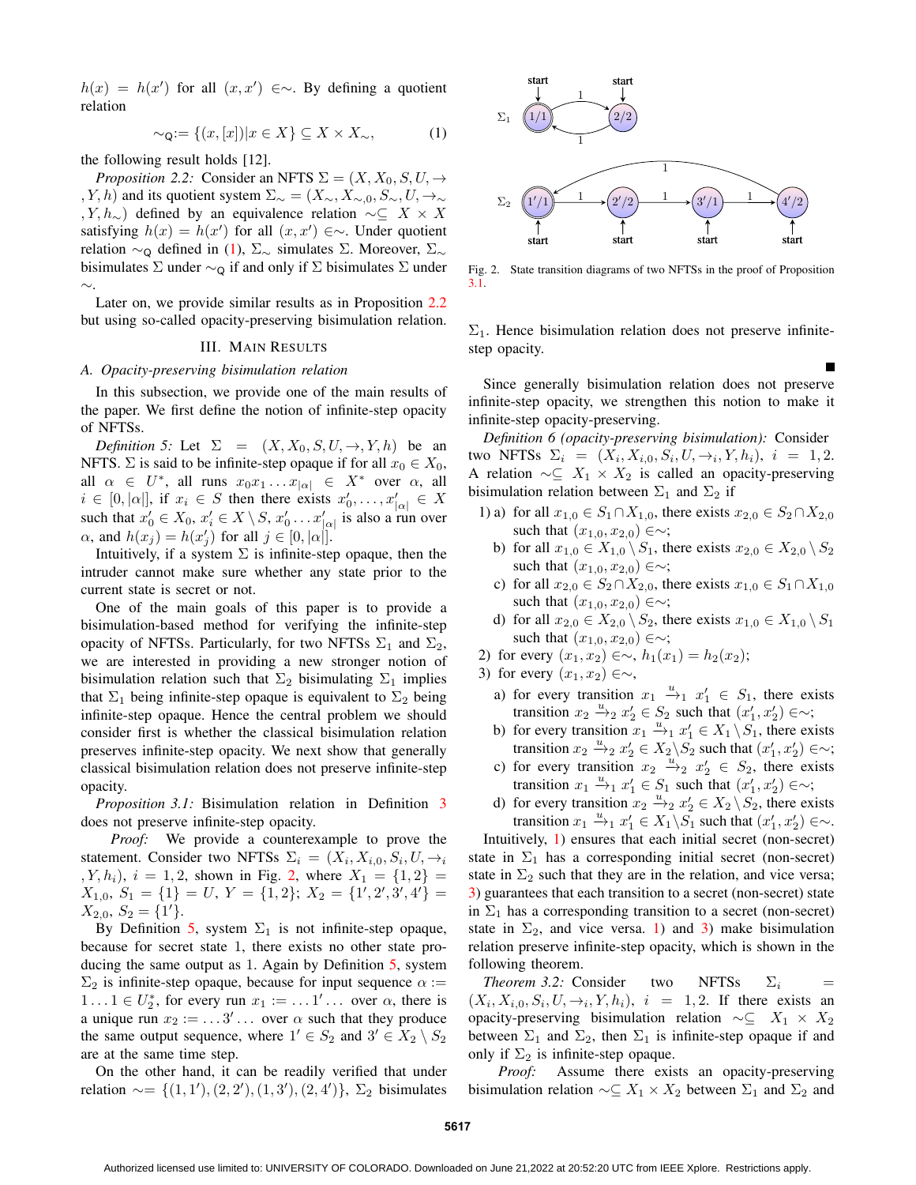$h(x) = h(x')$ for all $(x, x') \in \sim$. By defining a quotient relation

$$\sim_{\mathsf{Q}} := \{(x, [x]) | x \in X\} \subseteq X \times X_{\sim}, \tag{1}$$

the following result holds [12].

*Proposition 2.2:* Consider an NFTS $\Sigma = (X, X_0, S, U, \rightarrow, Y, h)$ and its quotient system $\Sigma_{\sim} = (X_{\sim}, X_{\sim,0}, S_{\sim}, U, \rightarrow_{\sim}, Y, h_{\sim})$ defined by an equivalence relation $\sim \subseteq X \times X$ satisfying $h(x) = h(x')$ for all $(x, x') \in \sim$. Under quotient relation $\sim_{\mathsf{Q}}$ defined in (1), $\Sigma_{\sim}$ simulates $\Sigma$. Moreover, $\Sigma_{\sim}$ bisimulates $\Sigma$ under $\sim_{\mathsf{Q}}$ if and only if $\Sigma$ bisimulates $\Sigma$ under $\sim$.

Later on, we provide similar results as in Proposition 2.2 but using so-called opacity-preserving bisimulation relation.

## III. Main Results

### A. Opacity-preserving bisimulation relation

In this subsection, we provide one of the main results of the paper. We first define the notion of infinite-step opacity of NFTSs.

*Definition 5:* Let $\Sigma = (X, X_0, S, U, \rightarrow, Y, h)$ be an NFTS. $\Sigma$ is said to be infinite-step opaque if for all $x_0 \in X_0$, all $\alpha \in U^*$, all runs $x_0 x_1 \dots x_{|\alpha|} \in X^*$ over $\alpha$, all $i \in [0, |\alpha|]$, if $x_i \in S$ then there exists $x'_0, \dots, x'_{|\alpha|} \in X$ such that $x'_0 \in X_0$, $x'_i \in X \setminus S$, $x'_0 \dots x'_{|\alpha|}$ is also a run over $\alpha$, and $h(x_j) = h(x'_j)$ for all $j \in [0, |\alpha|]$.

Intuitively, if a system $\Sigma$ is infinite-step opaque, then the intruder cannot make sure whether any state prior to the current state is secret or not.

One of the main goals of this paper is to provide a bisimulation-based method for verifying the infinite-step opacity of NFTSs. Particularly, for two NFTSs $\Sigma_1$ and $\Sigma_2$, we are interested in providing a new stronger notion of bisimulation relation such that $\Sigma_2$ bisimulating $\Sigma_1$ implies that $\Sigma_1$ being infinite-step opaque is equivalent to $\Sigma_2$ being infinite-step opaque. Hence the central problem we should consider first is whether the classical bisimulation relation preserves infinite-step opacity. We next show that generally classical bisimulation relation does not preserve infinite-step opacity.

*Proposition 3.1:* Bisimulation relation in Definition 3 does not preserve infinite-step opacity.

*Proof:* We provide a counterexample to prove the statement. Consider two NFTSs $\Sigma_i = (X_i, X_{i,0}, S_i, U, \rightarrow_i, Y, h_i)$, $i = 1, 2$, shown in Fig. 2, where $X_1 = \{1, 2\} = X_{1,0}$, $S_1 = \{1\} = U$, $Y = \{1, 2\}$; $X_2 = \{1', 2', 3', 4'\} = X_{2,0}$, $S_2 = \{1'\}$.

By Definition 5, system $\Sigma_1$ is not infinite-step opaque, because for secret state 1, there exists no other state producing the same output as 1. Again by Definition 5, system $\Sigma_2$ is infinite-step opaque, because for input sequence $\alpha := 1 \dots 1 \in U_2^*$, for every run $x_1 := \dots 1' \dots$ over $\alpha$, there is a unique run $x_2 := \dots 3' \dots$ over $\alpha$ such that they produce the same output sequence, where $1' \in S_2$ and $3' \in X_2 \setminus S_2$ are at the same time step.

On the other hand, it can be readily verified that under relation $\sim = \{(1, 1'), (2, 2'), (1, 3'), (2, 4')\}$, $\Sigma_2$ bisimulates $\Sigma_1$. Hence bisimulation relation does not preserve infinite-step opacity. ■

Fig. 2. State transition diagrams of two NFTSs in the proof of Proposition 3.1.

Since generally bisimulation relation does not preserve infinite-step opacity, we strengthen this notion to make it infinite-step opacity-preserving.

*Definition 6 (opacity-preserving bisimulation):* Consider two NFTSs $\Sigma_i = (X_i, X_{i,0}, S_i, U, \rightarrow_i, Y, h_i)$, $i = 1, 2$. A relation $\sim \subseteq X_1 \times X_2$ is called an opacity-preserving bisimulation relation between $\Sigma_1$ and $\Sigma_2$ if

1) a) for all $x_{1,0} \in S_1 \cap X_{1,0}$, there exists $x_{2,0} \in S_2 \cap X_{2,0}$ such that $(x_{1,0}, x_{2,0}) \in \sim$;
   b) for all $x_{1,0} \in X_{1,0} \setminus S_1$, there exists $x_{2,0} \in X_{2,0} \setminus S_2$ such that $(x_{1,0}, x_{2,0}) \in \sim$;
   c) for all $x_{2,0} \in S_2 \cap X_{2,0}$, there exists $x_{1,0} \in S_1 \cap X_{1,0}$ such that $(x_{1,0}, x_{2,0}) \in \sim$;
   d) for all $x_{2,0} \in X_{2,0} \setminus S_2$, there exists $x_{1,0} \in X_{1,0} \setminus S_1$ such that $(x_{1,0}, x_{2,0}) \in \sim$;
2) for every $(x_1, x_2) \in \sim$, $h_1(x_1) = h_2(x_2)$;
3) for every $(x_1, x_2) \in \sim$,
   a) for every transition $x_1 \xrightarrow{u}_1 x'_1 \in S_1$, there exists transition $x_2 \xrightarrow{u}_2 x'_2 \in S_2$ such that $(x'_1, x'_2) \in \sim$;
   b) for every transition $x_1 \xrightarrow{u}_1 x'_1 \in X_1 \setminus S_1$, there exists transition $x_2 \xrightarrow{u}_2 x'_2 \in X_2 \setminus S_2$ such that $(x'_1, x'_2) \in \sim$;
   c) for every transition $x_2 \xrightarrow{u}_2 x'_2 \in S_2$, there exists transition $x_1 \xrightarrow{u}_1 x'_1 \in S_1$ such that $(x'_1, x'_2) \in \sim$;
   d) for every transition $x_2 \xrightarrow{u}_2 x'_2 \in X_2 \setminus S_2$, there exists transition $x_1 \xrightarrow{u}_1 x'_1 \in X_1 \setminus S_1$ such that $(x'_1, x'_2) \in \sim$.

Intuitively, 1) ensures that each initial secret (non-secret) state in $\Sigma_1$ has a corresponding initial secret (non-secret) state in $\Sigma_2$ such that they are in the relation, and vice versa; 3) guarantees that each transition to a secret (non-secret) state in $\Sigma_1$ has a corresponding transition to a secret (non-secret) state in $\Sigma_2$, and vice versa. 1) and 3) make bisimulation relation preserve infinite-step opacity, which is shown in the following theorem.

*Theorem 3.2:* Consider two NFTSs $\Sigma_i = (X_i, X_{i,0}, S_i, U, \rightarrow_i, Y, h_i)$, $i = 1, 2$. If there exists an opacity-preserving bisimulation relation $\sim \subseteq X_1 \times X_2$ between $\Sigma_1$ and $\Sigma_2$, then $\Sigma_1$ is infinite-step opaque if and only if $\Sigma_2$ is infinite-step opaque.

*Proof:* Assume there exists an opacity-preserving bisimulation relation $\sim \subseteq X_1 \times X_2$ between $\Sigma_1$ and $\Sigma_2$ and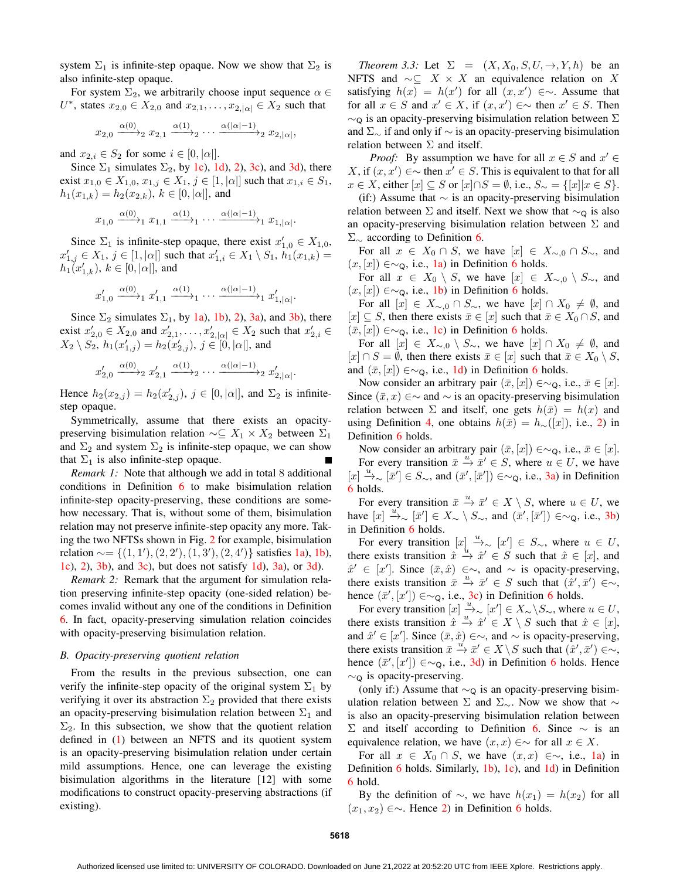system $\Sigma_1$ is infinite-step opaque. Now we show that $\Sigma_2$ is also infinite-step opaque.

For system $\Sigma_2$, we arbitrarily choose input sequence $\alpha \in U^*$, states $x_{2,0} \in X_{2,0}$ and $x_{2,1}, \ldots, x_{2,|\alpha|} \in X_2$ such that

$$x_{2,0} \xrightarrow{\alpha(0)}_2 x_{2,1} \xrightarrow{\alpha(1)}_2 \cdots \xrightarrow{\alpha(|\alpha|-1)}_2 x_{2,|\alpha|},$$

and $x_{2,i} \in S_2$ for some $i \in [0, |\alpha|]$.

Since $\Sigma_1$ simulates $\Sigma_2$, by 1c), 1d), 2), 3c), and 3d), there exist $x_{1,0} \in X_{1,0}$, $x_{1,j} \in X_1$, $j \in [1, |\alpha|]$ such that $x_{1,i} \in S_1$, $h_1(x_{1,k}) = h_2(x_{2,k})$, $k \in [0, |\alpha|]$, and

$$x_{1,0} \xrightarrow{\alpha(0)}_1 x_{1,1} \xrightarrow{\alpha(1)}_1 \cdots \xrightarrow{\alpha(|\alpha|-1)}_1 x_{1,|\alpha|}.$$

Since $\Sigma_1$ is infinite-step opaque, there exist $x'_{1,0} \in X_{1,0}$, $x'_{1,j} \in X_1$, $j \in [1, |\alpha|]$ such that $x'_{1,i} \in X_1 \setminus S_1$, $h_1(x_{1,k}) = h_1(x'_{1,k})$, $k \in [0, |\alpha|]$, and

$$x'_{1,0} \xrightarrow{\alpha(0)}_1 x'_{1,1} \xrightarrow{\alpha(1)}_1 \cdots \xrightarrow{\alpha(|\alpha|-1)}_1 x'_{1,|\alpha|}.$$

Since $\Sigma_2$ simulates $\Sigma_1$, by 1a), 1b), 2), 3a), and 3b), there exist $x'_{2,0} \in X_{2,0}$ and $x'_{2,1}, \ldots, x'_{2,|\alpha|} \in X_2$ such that $x'_{2,i} \in X_2 \setminus S_2$, $h_1(x'_{1,j}) = h_2(x'_{2,j})$, $j \in [0, |\alpha|]$, and

$$x'_{2,0} \xrightarrow{\alpha(0)}_2 x'_{2,1} \xrightarrow{\alpha(1)}_2 \cdots \xrightarrow{\alpha(|\alpha|-1)}_2 x'_{2,|\alpha|}.$$

Hence $h_2(x_{2,j}) = h_2(x'_{2,j})$, $j \in [0, |\alpha|]$, and $\Sigma_2$ is infinite-step opaque.

Symmetrically, assume that there exists an opacity-preserving bisimulation relation $\sim \subseteq X_1 \times X_2$ between $\Sigma_1$ and $\Sigma_2$ and system $\Sigma_2$ is infinite-step opaque, we can show that $\Sigma_1$ is also infinite-step opaque. ∎

*Remark 1:* Note that although we add in total 8 additional conditions in Definition 6 to make bisimulation relation infinite-step opacity-preserving, these conditions are somehow necessary. That is, without some of them, bisimulation relation may not preserve infinite-step opacity any more. Taking the two NFTSs shown in Fig. 2 for example, bisimulation relation $\sim = \{(1, 1'), (2, 2'), (1, 3'), (2, 4')\}$ satisfies 1a), 1b), 1c), 2), 3b), and 3c), but does not satisfy 1d), 3a), or 3d).

*Remark 2:* Remark that the argument for simulation relation preserving infinite-step opacity (one-sided relation) becomes invalid without any one of the conditions in Definition 6. In fact, opacity-preserving simulation relation coincides with opacity-preserving bisimulation relation.

### B. Opacity-preserving quotient relation

From the results in the previous subsection, one can verify the infinite-step opacity of the original system $\Sigma_1$ by verifying it over its abstraction $\Sigma_2$ provided that there exists an opacity-preserving bisimulation relation between $\Sigma_1$ and $\Sigma_2$. In this subsection, we show that the quotient relation defined in (1) between an NFTS and its quotient system is an opacity-preserving bisimulation relation under certain mild assumptions. Hence, one can leverage the existing bisimulation algorithms in the literature [12] with some modifications to construct opacity-preserving abstractions (if existing).

*Theorem 3.3:* Let $\Sigma = (X, X_0, S, U, \rightarrow, Y, h)$ be an NFTS and $\sim \subseteq X \times X$ an equivalence relation on $X$ satisfying $h(x) = h(x')$ for all $(x, x') \in \sim$. Assume that for all $x \in S$ and $x' \in X$, if $(x, x') \in \sim$ then $x' \in S$. Then $\sim_Q$ is an opacity-preserving bisimulation relation between $\Sigma$ and $\Sigma_\sim$ if and only if $\sim$ is an opacity-preserving bisimulation relation between $\Sigma$ and itself.

*Proof:* By assumption we have for all $x \in S$ and $x' \in X$, if $(x, x') \in \sim$ then $x' \in S$. This is equivalent to that for all $x \in X$, either $[x] \subseteq S$ or $[x] \cap S = \emptyset$, i.e., $S_\sim = \{[x] | x \in S\}$.

(if:) Assume that $\sim$ is an opacity-preserving bisimulation relation between $\Sigma$ and itself. Next we show that $\sim_Q$ is also an opacity-preserving bisimulation relation between $\Sigma$ and $\Sigma_\sim$ according to Definition 6.

For all $x \in X_0 \cap S$, we have $[x] \in X_{\sim,0} \cap S_\sim$, and $(x, [x]) \in \sim_Q$, i.e., 1a) in Definition 6 holds.

For all $x \in X_0 \setminus S$, we have $[x] \in X_{\sim,0} \setminus S_\sim$, and $(x, [x]) \in \sim_Q$, i.e., 1b) in Definition 6 holds.

For all $[x] \in X_{\sim,0} \cap S_\sim$, we have $[x] \cap X_0 \neq \emptyset$, and $[x] \subseteq S$, then there exists $\bar{x} \in [x]$ such that $\bar{x} \in X_0 \cap S$, and $(\bar{x}, [x]) \in \sim_Q$, i.e., 1c) in Definition 6 holds.

For all $[x] \in X_{\sim,0} \setminus S_\sim$, we have $[x] \cap X_0 \neq \emptyset$, and $[x] \cap S = \emptyset$, then there exists $\bar{x} \in [x]$ such that $\bar{x} \in X_0 \setminus S$, and $(\bar{x}, [x]) \in \sim_Q$, i.e., 1d) in Definition 6 holds.

Now consider an arbitrary pair $(\bar{x}, [x]) \in \sim_Q$, i.e., $\bar{x} \in [x]$. Since $(\bar{x}, x) \in \sim$ and $\sim$ is an opacity-preserving bisimulation relation between $\Sigma$ and itself, one gets $h(\bar{x}) = h(x)$ and using Definition 4, one obtains $h(\bar{x}) = h_\sim([x])$, i.e., 2) in Definition 6 holds.

Now consider an arbitrary pair $(\bar{x}, [x]) \in \sim_Q$, i.e., $\bar{x} \in [x]$. For every transition $\bar{x} \xrightarrow{u} \bar{x}' \in S$, where $u \in U$, we have $[x] \xrightarrow{u}_\sim [\bar{x}'] \in S_\sim$, and $(\bar{x}', [\bar{x}']) \in \sim_Q$, i.e., 3a) in Definition 6 holds.

For every transition $\bar{x} \xrightarrow{u} \bar{x}' \in X \setminus S$, where $u \in U$, we have $[x] \xrightarrow{u}_\sim [\bar{x}'] \in X_\sim \setminus S_\sim$, and $(\bar{x}', [\bar{x}']) \in \sim_Q$, i.e., 3b) in Definition 6 holds.

For every transition $[x] \xrightarrow{u}_\sim [x'] \in S_\sim$, where $u \in U$, there exists transition $\hat{x} \xrightarrow{u} \hat{x}' \in S$ such that $\hat{x} \in [x]$, and $\hat{x}' \in [x']$. Since $(\bar{x}, \hat{x}) \in \sim$, and $\sim$ is opacity-preserving, there exists transition $\bar{x} \xrightarrow{u} \bar{x}' \in S$ such that $(\hat{x}', \bar{x}') \in \sim$, hence $(\bar{x}', [x']) \in \sim_Q$, i.e., 3c) in Definition 6 holds.

For every transition $[x] \xrightarrow{u}_\sim [x'] \in X_\sim \setminus S_\sim$, where $u \in U$, there exists transition $\hat{x} \xrightarrow{u} \hat{x}' \in X \setminus S$ such that $\hat{x} \in [x]$, and $\hat{x}' \in [x']$. Since $(\bar{x}, \hat{x}) \in \sim$, and $\sim$ is opacity-preserving, there exists transition $\bar{x} \xrightarrow{u} \bar{x}' \in X \setminus S$ such that $(\hat{x}', \bar{x}') \in \sim$, hence $(\bar{x}', [x']) \in \sim_Q$, i.e., 3d) in Definition 6 holds. Hence $\sim_Q$ is opacity-preserving.

(only if:) Assume that $\sim_Q$ is an opacity-preserving bisimulation relation between $\Sigma$ and $\Sigma_\sim$. Now we show that $\sim$ is also an opacity-preserving bisimulation relation between $\Sigma$ and itself according to Definition 6. Since $\sim$ is an equivalence relation, we have $(x, x) \in \sim$ for all $x \in X$.

For all $x \in X_0 \cap S$, we have $(x, x) \in \sim$, i.e., 1a) in Definition 6 holds. Similarly, 1b), 1c), and 1d) in Definition 6 hold.

By the definition of $\sim$, we have $h(x_1) = h(x_2)$ for all $(x_1, x_2) \in \sim$. Hence 2) in Definition 6 holds.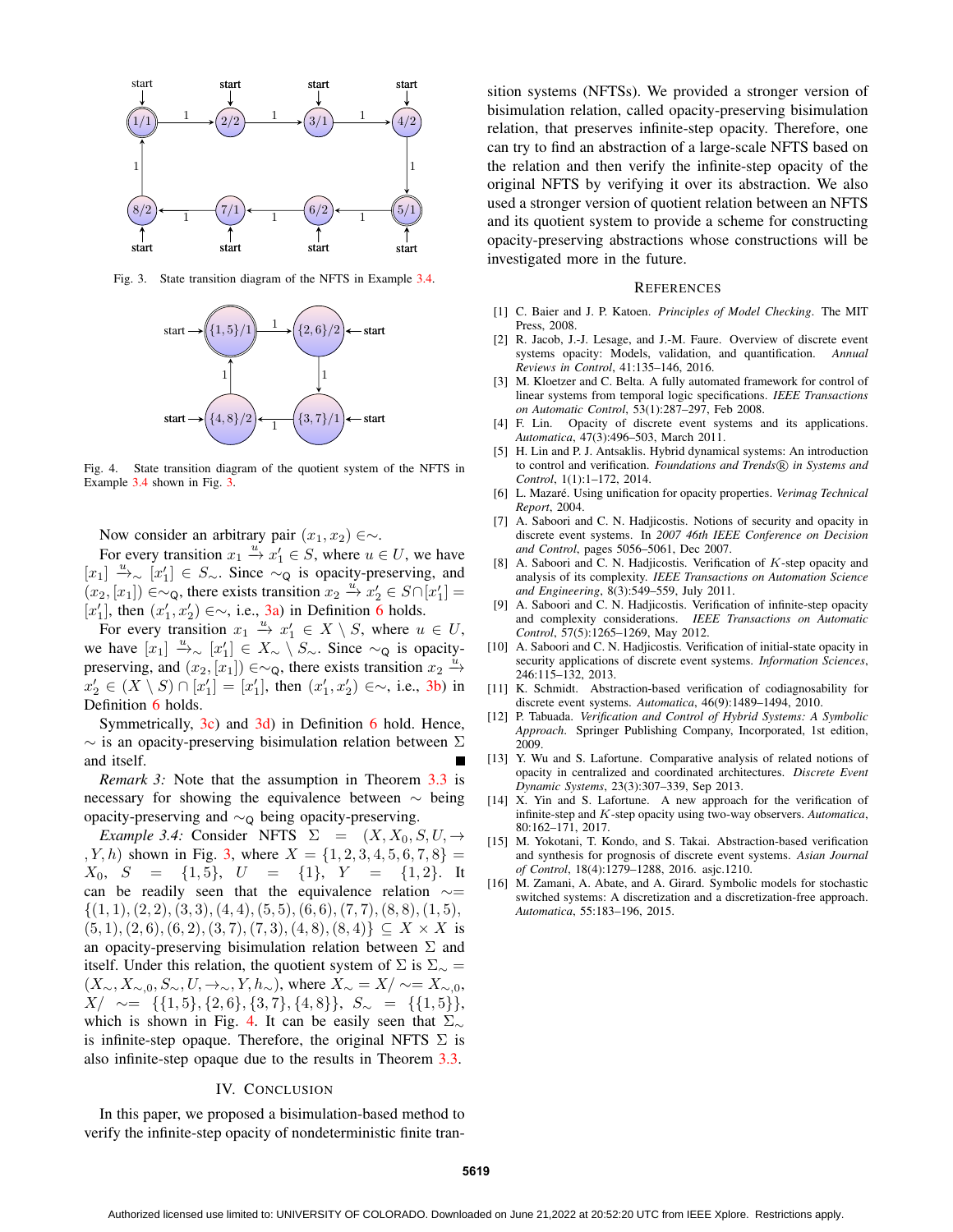start start start start

1/1 —1→ 2/2 —1→ 3/1 —1→ 4/2

1 1

8/2 ←1— 7/1 ←1— 6/2 ←1— 5/1

start start start start

Fig. 3. State transition diagram of the NFTS in Example 3.4.

start → {1, 5}/1 —1→ {2, 6}/2 ← start

1 1

start → {4, 8}/2 ←1— {3, 7}/1 ← start

Fig. 4. State transition diagram of the quotient system of the NFTS in Example 3.4 shown in Fig. 3.

Now consider an arbitrary pair $(x_1, x_2) \in \sim$.

For every transition $x_1 \xrightarrow{u} x_1' \in S$, where $u \in U$, we have $[x_1] \xrightarrow{u}_\sim [x_1'] \in S_\sim$. Since $\sim_\mathsf{Q}$ is opacity-preserving, and $(x_2, [x_1]) \in \sim_\mathsf{Q}$, there exists transition $x_2 \xrightarrow{u} x_2' \in S \cap [x_1'] = [x_1']$, then $(x_1', x_2') \in \sim$, i.e., 3a) in Definition 6 holds.

For every transition $x_1 \xrightarrow{u} x_1' \in X \setminus S$, where $u \in U$, we have $[x_1] \xrightarrow{u}_\sim [x_1'] \in X_\sim \setminus S_\sim$. Since $\sim_\mathsf{Q}$ is opacity-preserving, and $(x_2, [x_1]) \in \sim_\mathsf{Q}$, there exists transition $x_2 \xrightarrow{u} x_2' \in (X \setminus S) \cap [x_1'] = [x_1']$, then $(x_1', x_2') \in \sim$, i.e., 3b) in Definition 6 holds.

Symmetrically, 3c) and 3d) in Definition 6 hold. Hence, $\sim$ is an opacity-preserving bisimulation relation between $\Sigma$ and itself. ∎

*Remark 3:* Note that the assumption in Theorem 3.3 is necessary for showing the equivalence between $\sim$ being opacity-preserving and $\sim_\mathsf{Q}$ being opacity-preserving.

*Example 3.4:* Consider NFTS $\Sigma = (X, X_0, S, U, \rightarrow, Y, h)$ shown in Fig. 3, where $X = \{1, 2, 3, 4, 5, 6, 7, 8\} = X_0$, $S = \{1, 5\}$, $U = \{1\}$, $Y = \{1, 2\}$. It can be readily seen that the equivalence relation $\sim = \{(1, 1), (2, 2), (3, 3), (4, 4), (5, 5), (6, 6), (7, 7), (8, 8), (1, 5), (5, 1), (2, 6), (6, 2), (3, 7), (7, 3), (4, 8), (8, 4)\} \subseteq X \times X$ is an opacity-preserving bisimulation relation between $\Sigma$ and itself. Under this relation, the quotient system of $\Sigma$ is $\Sigma_\sim = (X_\sim, X_{\sim,0}, S_\sim, U, \rightarrow_\sim, Y, h_\sim)$, where $X_\sim = X/\sim = X_{\sim,0}$, $X/\sim = \{\{1, 5\}, \{2, 6\}, \{3, 7\}, \{4, 8\}\}$, $S_\sim = \{\{1, 5\}\}$, which is shown in Fig. 4. It can be easily seen that $\Sigma_\sim$ is infinite-step opaque. Therefore, the original NFTS $\Sigma$ is also infinite-step opaque due to the results in Theorem 3.3.

## IV. Conclusion

In this paper, we proposed a bisimulation-based method to verify the infinite-step opacity of nondeterministic finite transition systems (NFTSs). We provided a stronger version of bisimulation relation, called opacity-preserving bisimulation relation, that preserves infinite-step opacity. Therefore, one can try to find an abstraction of a large-scale NFTS based on the relation and then verify the infinite-step opacity of the original NFTS by verifying it over its abstraction. We also used a stronger version of quotient relation between an NFTS and its quotient system to provide a scheme for constructing opacity-preserving abstractions whose constructions will be investigated more in the future.

## References

[1] C. Baier and J. P. Katoen. *Principles of Model Checking*. The MIT Press, 2008.

[2] R. Jacob, J.-J. Lesage, and J.-M. Faure. Overview of discrete event systems opacity: Models, validation, and quantification. *Annual Reviews in Control*, 41:135–146, 2016.

[3] M. Kloetzer and C. Belta. A fully automated framework for control of linear systems from temporal logic specifications. *IEEE Transactions on Automatic Control*, 53(1):287–297, Feb 2008.

[4] F. Lin. Opacity of discrete event systems and its applications. *Automatica*, 47(3):496–503, March 2011.

[5] H. Lin and P. J. Antsaklis. Hybrid dynamical systems: An introduction to control and verification. *Foundations and Trends® in Systems and Control*, 1(1):1–172, 2014.

[6] L. Mazaré. Using unification for opacity properties. *Verimag Technical Report*, 2004.

[7] A. Saboori and C. N. Hadjicostis. Notions of security and opacity in discrete event systems. In *2007 46th IEEE Conference on Decision and Control*, pages 5056–5061, Dec 2007.

[8] A. Saboori and C. N. Hadjicostis. Verification of $K$-step opacity and analysis of its complexity. *IEEE Transactions on Automation Science and Engineering*, 8(3):549–559, July 2011.

[9] A. Saboori and C. N. Hadjicostis. Verification of infinite-step opacity and complexity considerations. *IEEE Transactions on Automatic Control*, 57(5):1265–1269, May 2012.

[10] A. Saboori and C. N. Hadjicostis. Verification of initial-state opacity in security applications of discrete event systems. *Information Sciences*, 246:115–132, 2013.

[11] K. Schmidt. Abstraction-based verification of codiagnosability for discrete event systems. *Automatica*, 46(9):1489–1494, 2010.

[12] P. Tabuada. *Verification and Control of Hybrid Systems: A Symbolic Approach*. Springer Publishing Company, Incorporated, 1st edition, 2009.

[13] Y. Wu and S. Lafortune. Comparative analysis of related notions of opacity in centralized and coordinated architectures. *Discrete Event Dynamic Systems*, 23(3):307–339, Sep 2013.

[14] X. Yin and S. Lafortune. A new approach for the verification of infinite-step and $K$-step opacity using two-way observers. *Automatica*, 80:162–171, 2017.

[15] M. Yokotani, T. Kondo, and S. Takai. Abstraction-based verification and synthesis for prognosis of discrete event systems. *Asian Journal of Control*, 18(4):1279–1288, 2016. asjc.1210.

[16] M. Zamani, A. Abate, and A. Girard. Symbolic models for stochastic switched systems: A discretization and a discretization-free approach. *Automatica*, 55:183–196, 2015.